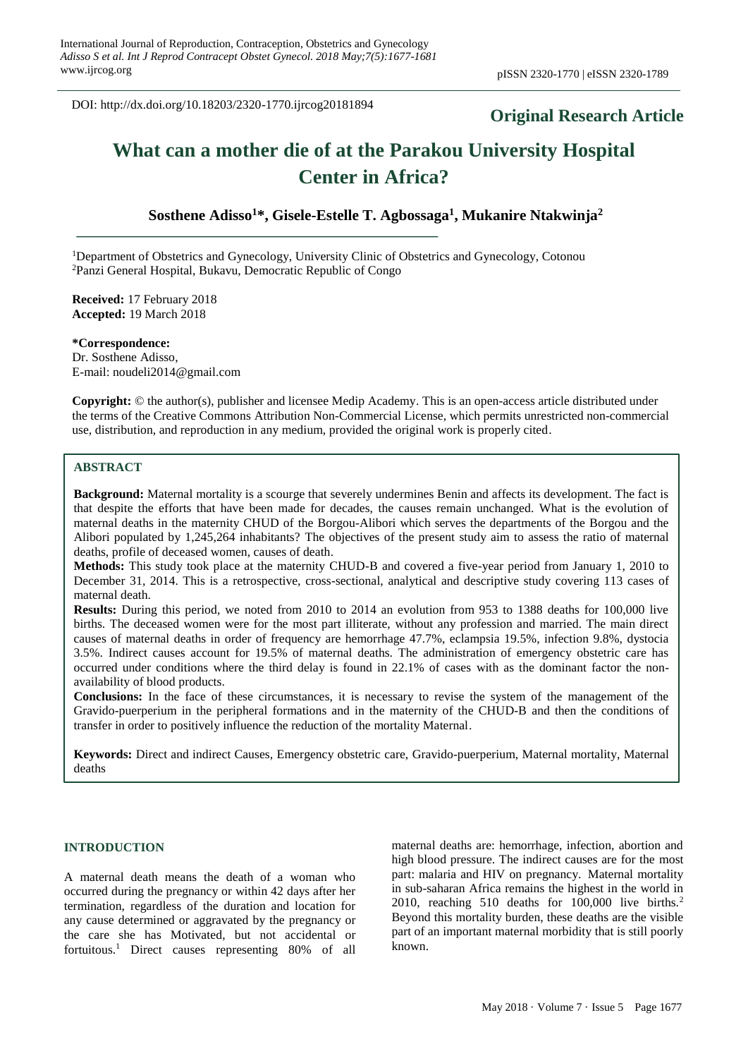DOI: http://dx.doi.org/10.18203/2320-1770.ijrcog20181894

**Original Research Article**

# What can a mother die of at the Parakou University Hospital Center in Africa?

**Sosthene Adisso[1]*, Gisele-Estelle T. Agbossaga[1], Mukanire Ntakwinja[2]**

[1]Department of Obstetrics and Gynecology, University Clinic of Obstetrics and Gynecology, Cotonou
[2]Panzi General Hospital, Bukavu, Democratic Republic of Congo

**Received:** 17 February 2018
**Accepted:** 19 March 2018

**\*Correspondence:**
Dr. Sosthene Adisso,
E-mail: noudeli2014@gmail.com

**Copyright:** © the author(s), publisher and licensee Medip Academy. This is an open-access article distributed under the terms of the Creative Commons Attribution Non-Commercial License, which permits unrestricted non-commercial use, distribution, and reproduction in any medium, provided the original work is properly cited.

## ABSTRACT

**Background:** Maternal mortality is a scourge that severely undermines Benin and affects its development. The fact is that despite the efforts that have been made for decades, the causes remain unchanged. What is the evolution of maternal deaths in the maternity CHUD of the Borgou-Alibori which serves the departments of the Borgou and the Alibori populated by 1,245,264 inhabitants? The objectives of the present study aim to assess the ratio of maternal deaths, profile of deceased women, causes of death.

**Methods:** This study took place at the maternity CHUD-B and covered a five-year period from January 1, 2010 to December 31, 2014. This is a retrospective, cross-sectional, analytical and descriptive study covering 113 cases of maternal death.

**Results:** During this period, we noted from 2010 to 2014 an evolution from 953 to 1388 deaths for 100,000 live births. The deceased women were for the most part illiterate, without any profession and married. The main direct causes of maternal deaths in order of frequency are hemorrhage 47.7%, eclampsia 19.5%, infection 9.8%, dystocia 3.5%. Indirect causes account for 19.5% of maternal deaths. The administration of emergency obstetric care has occurred under conditions where the third delay is found in 22.1% of cases with as the dominant factor the non-availability of blood products.

**Conclusions:** In the face of these circumstances, it is necessary to revise the system of the management of the Gravido-puerperium in the peripheral formations and in the maternity of the CHUD-B and then the conditions of transfer in order to positively influence the reduction of the mortality Maternal.

**Keywords:** Direct and indirect Causes, Emergency obstetric care, Gravido-puerperium, Maternal mortality, Maternal deaths

## INTRODUCTION

A maternal death means the death of a woman who occurred during the pregnancy or within 42 days after her termination, regardless of the duration and location for any cause determined or aggravated by the pregnancy or the care she has Motivated, but not accidental or fortuitous.[1] Direct causes representing 80% of all maternal deaths are: hemorrhage, infection, abortion and high blood pressure. The indirect causes are for the most part: malaria and HIV on pregnancy. Maternal mortality in sub-saharan Africa remains the highest in the world in 2010, reaching 510 deaths for 100,000 live births.[2] Beyond this mortality burden, these deaths are the visible part of an important maternal morbidity that is still poorly known.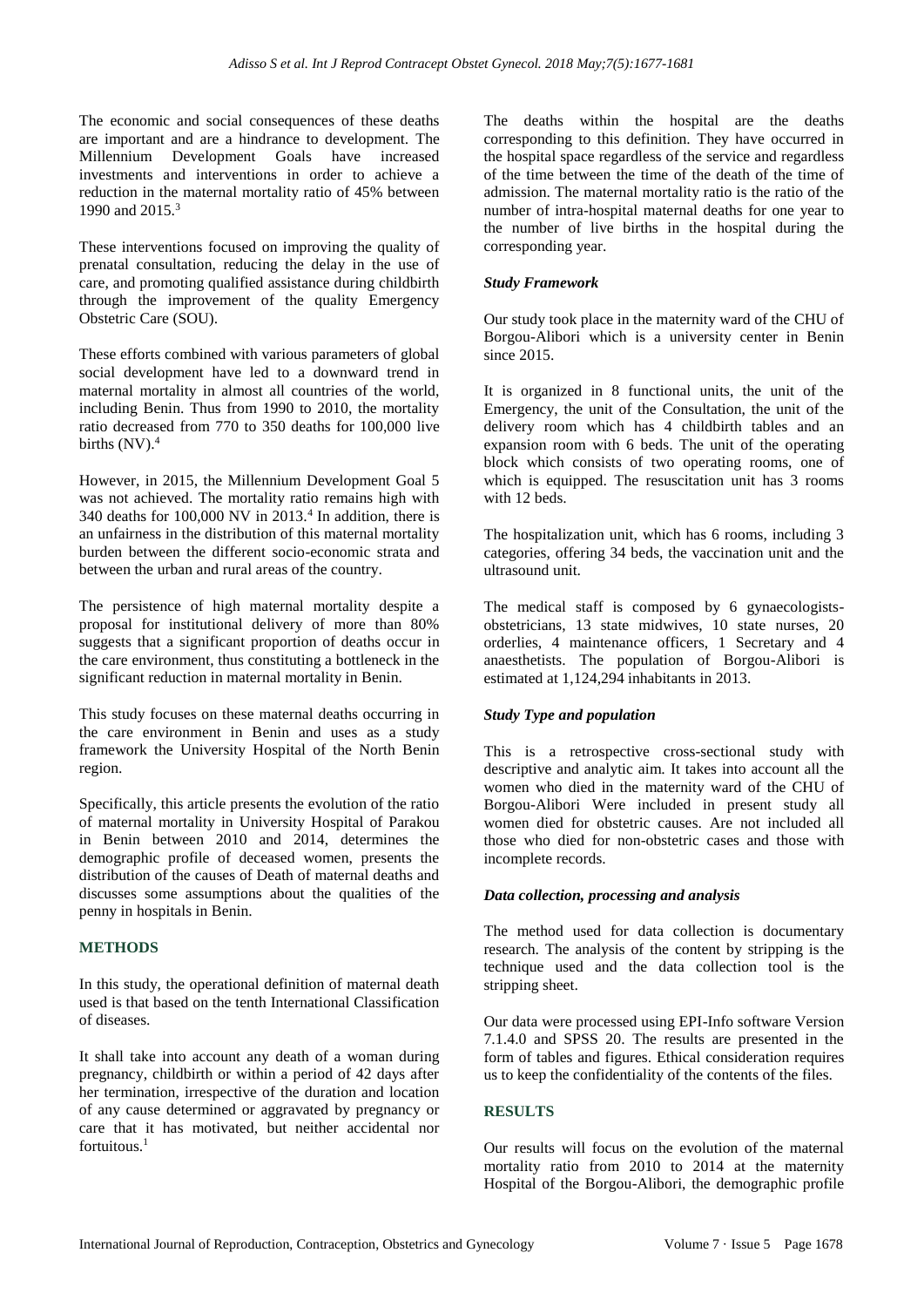The economic and social consequences of these deaths are important and are a hindrance to development. The Millennium Development Goals have increased investments and interventions in order to achieve a reduction in the maternal mortality ratio of 45% between 1990 and 2015.[3]

These interventions focused on improving the quality of prenatal consultation, reducing the delay in the use of care, and promoting qualified assistance during childbirth through the improvement of the quality Emergency Obstetric Care (SOU).

These efforts combined with various parameters of global social development have led to a downward trend in maternal mortality in almost all countries of the world, including Benin. Thus from 1990 to 2010, the mortality ratio decreased from 770 to 350 deaths for 100,000 live births (NV).[4]

However, in 2015, the Millennium Development Goal 5 was not achieved. The mortality ratio remains high with 340 deaths for 100,000 NV in 2013.[4] In addition, there is an unfairness in the distribution of this maternal mortality burden between the different socio-economic strata and between the urban and rural areas of the country.

The persistence of high maternal mortality despite a proposal for institutional delivery of more than 80% suggests that a significant proportion of deaths occur in the care environment, thus constituting a bottleneck in the significant reduction in maternal mortality in Benin.

This study focuses on these maternal deaths occurring in the care environment in Benin and uses as a study framework the University Hospital of the North Benin region.

Specifically, this article presents the evolution of the ratio of maternal mortality in University Hospital of Parakou in Benin between 2010 and 2014, determines the demographic profile of deceased women, presents the distribution of the causes of Death of maternal deaths and discusses some assumptions about the qualities of the penny in hospitals in Benin.

## METHODS

In this study, the operational definition of maternal death used is that based on the tenth International Classification of diseases.

It shall take into account any death of a woman during pregnancy, childbirth or within a period of 42 days after her termination, irrespective of the duration and location of any cause determined or aggravated by pregnancy or care that it has motivated, but neither accidental nor fortuitous.[1]

The deaths within the hospital are the deaths corresponding to this definition. They have occurred in the hospital space regardless of the service and regardless of the time between the time of the death of the time of admission. The maternal mortality ratio is the ratio of the number of intra-hospital maternal deaths for one year to the number of live births in the hospital during the corresponding year.

### *Study Framework*

Our study took place in the maternity ward of the CHU of Borgou-Alibori which is a university center in Benin since 2015.

It is organized in 8 functional units, the unit of the Emergency, the unit of the Consultation, the unit of the delivery room which has 4 childbirth tables and an expansion room with 6 beds. The unit of the operating block which consists of two operating rooms, one of which is equipped. The resuscitation unit has 3 rooms with 12 beds.

The hospitalization unit, which has 6 rooms, including 3 categories, offering 34 beds, the vaccination unit and the ultrasound unit.

The medical staff is composed by 6 gynaecologists-obstetricians, 13 state midwives, 10 state nurses, 20 orderlies, 4 maintenance officers, 1 Secretary and 4 anaesthetists. The population of Borgou-Alibori is estimated at 1,124,294 inhabitants in 2013.

### *Study Type and population*

This is a retrospective cross-sectional study with descriptive and analytic aim. It takes into account all the women who died in the maternity ward of the CHU of Borgou-Alibori Were included in present study all women died for obstetric causes. Are not included all those who died for non-obstetric cases and those with incomplete records.

### *Data collection, processing and analysis*

The method used for data collection is documentary research. The analysis of the content by stripping is the technique used and the data collection tool is the stripping sheet.

Our data were processed using EPI-Info software Version 7.1.4.0 and SPSS 20. The results are presented in the form of tables and figures. Ethical consideration requires us to keep the confidentiality of the contents of the files.

## RESULTS

Our results will focus on the evolution of the maternal mortality ratio from 2010 to 2014 at the maternity Hospital of the Borgou-Alibori, the demographic profile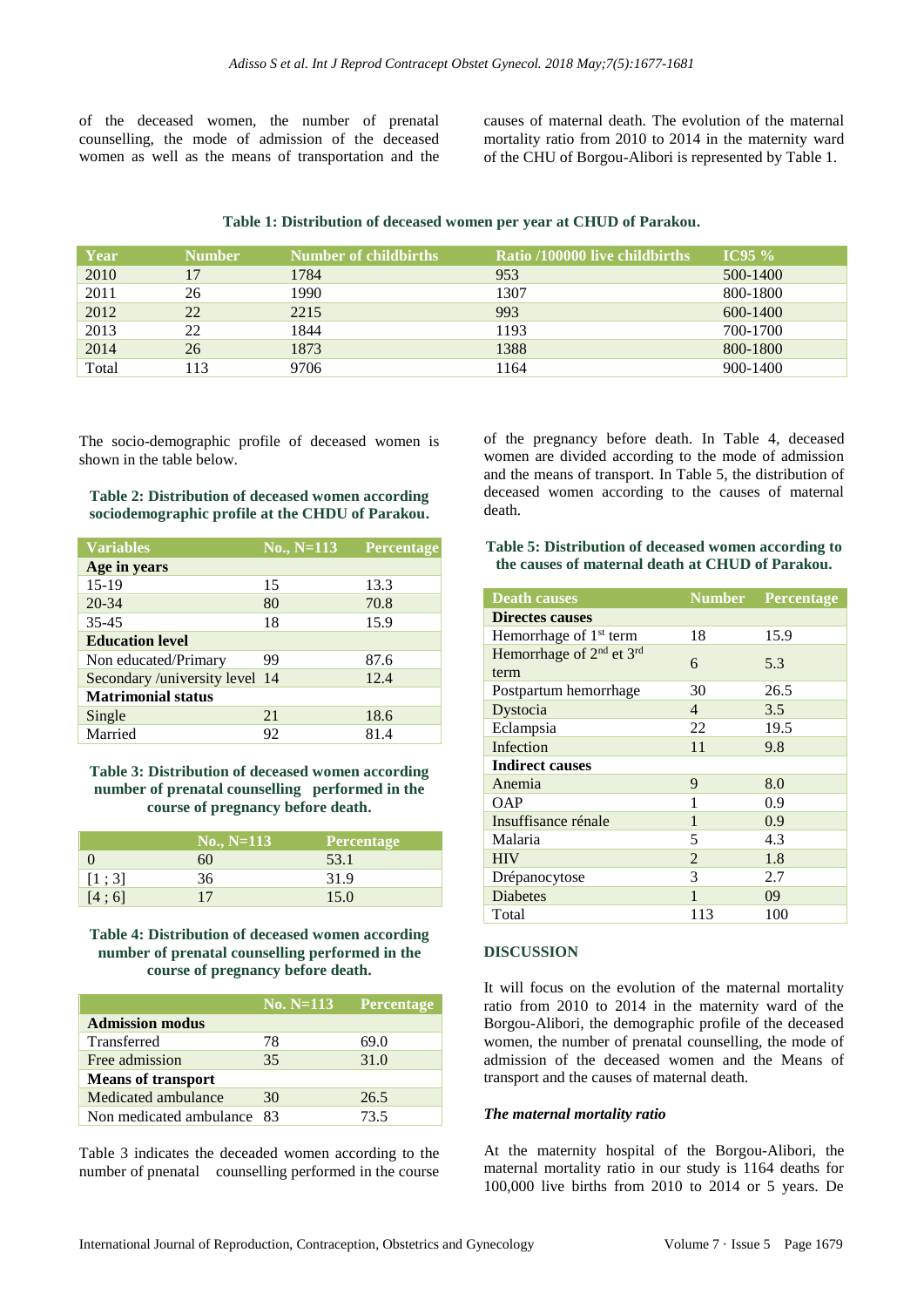of the deceased women, the number of prenatal counselling, the mode of admission of the deceased women as well as the means of transportation and the causes of maternal death. The evolution of the maternal mortality ratio from 2010 to 2014 in the maternity ward of the CHU of Borgou-Alibori is represented by Table 1.

**Table 1: Distribution of deceased women per year at CHUD of Parakou.**

| Year | Number | Number of childbirths | Ratio /100000 live childbirths | IC95 % |
|---|---|---|---|---|
| 2010 | 17 | 1784 | 953 | 500-1400 |
| 2011 | 26 | 1990 | 1307 | 800-1800 |
| 2012 | 22 | 2215 | 993 | 600-1400 |
| 2013 | 22 | 1844 | 1193 | 700-1700 |
| 2014 | 26 | 1873 | 1388 | 800-1800 |
| Total | 113 | 9706 | 1164 | 900-1400 |

The socio-demographic profile of deceased women is shown in the table below.

**Table 2: Distribution of deceased women according sociodemographic profile at the CHDU of Parakou.**

| Variables | No., N=113 | Percentage |
|---|---|---|
| **Age in years** | | |
| 15-19 | 15 | 13.3 |
| 20-34 | 80 | 70.8 |
| 35-45 | 18 | 15.9 |
| **Education level** | | |
| Non educated/Primary | 99 | 87.6 |
| Secondary /university level | 14 | 12.4 |
| **Matrimonial status** | | |
| Single | 21 | 18.6 |
| Married | 92 | 81.4 |

**Table 3: Distribution of deceased women according number of prenatal counselling performed in the course of pregnancy before death.**

| | No., N=113 | Percentage |
|---|---|---|
| 0 | 60 | 53.1 |
| [1 ; 3] | 36 | 31.9 |
| [4 ; 6] | 17 | 15.0 |

**Table 4: Distribution of deceased women according number of prenatal counselling performed in the course of pregnancy before death.**

| | No. N=113 | Percentage |
|---|---|---|
| **Admission modus** | | |
| Transferred | 78 | 69.0 |
| Free admission | 35 | 31.0 |
| **Means of transport** | | |
| Medicated ambulance | 30 | 26.5 |
| Non medicated ambulance | 83 | 73.5 |

Table 3 indicates the deceaded women according to the number of pnenatal counselling performed in the course of the pregnancy before death. In Table 4, deceased women are divided according to the mode of admission and the means of transport. In Table 5, the distribution of deceased women according to the causes of maternal death.

**Table 5: Distribution of deceased women according to the causes of maternal death at CHUD of Parakou.**

| Death causes | Number | Percentage |
|---|---|---|
| **Directes causes** | | |
| Hemorrhage of 1st term | 18 | 15.9 |
| Hemorrhage of 2nd et 3rd term | 6 | 5.3 |
| Postpartum hemorrhage | 30 | 26.5 |
| Dystocia | 4 | 3.5 |
| Eclampsia | 22 | 19.5 |
| Infection | 11 | 9.8 |
| **Indirect causes** | | |
| Anemia | 9 | 8.0 |
| OAP | 1 | 0.9 |
| Insuffisance rénale | 1 | 0.9 |
| Malaria | 5 | 4.3 |
| HIV | 2 | 1.8 |
| Drépanocytose | 3 | 2.7 |
| Diabetes | 1 | 09 |
| Total | 113 | 100 |

## DISCUSSION

It will focus on the evolution of the maternal mortality ratio from 2010 to 2014 in the maternity ward of the Borgou-Alibori, the demographic profile of the deceased women, the number of prenatal counselling, the mode of admission of the deceased women and the Means of transport and the causes of maternal death.

### *The maternal mortality ratio*

At the maternity hospital of the Borgou-Alibori, the maternal mortality ratio in our study is 1164 deaths for 100,000 live births from 2010 to 2014 or 5 years. De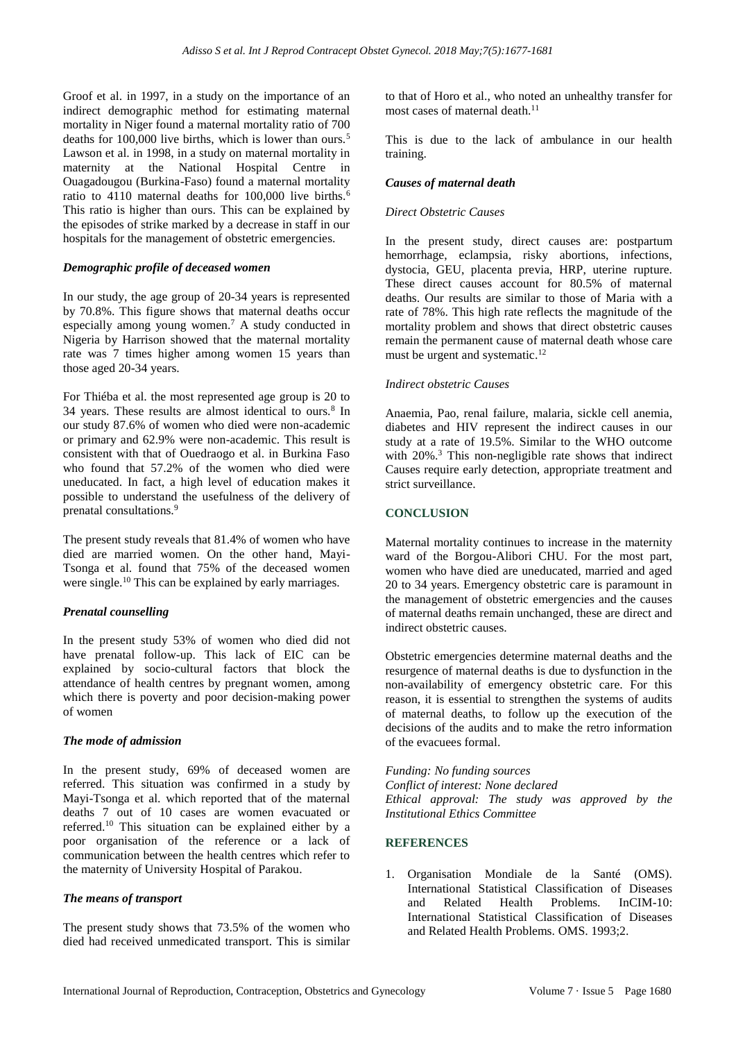Groof et al. in 1997, in a study on the importance of an indirect demographic method for estimating maternal mortality in Niger found a maternal mortality ratio of 700 deaths for 100,000 live births, which is lower than ours.[5] Lawson et al. in 1998, in a study on maternal mortality in maternity at the National Hospital Centre in Ouagadougou (Burkina-Faso) found a maternal mortality ratio to 4110 maternal deaths for 100,000 live births.[6] This ratio is higher than ours. This can be explained by the episodes of strike marked by a decrease in staff in our hospitals for the management of obstetric emergencies.

### *Demographic profile of deceased women*

In our study, the age group of 20-34 years is represented by 70.8%. This figure shows that maternal deaths occur especially among young women.[7] A study conducted in Nigeria by Harrison showed that the maternal mortality rate was 7 times higher among women 15 years than those aged 20-34 years.

For Thiéba et al. the most represented age group is 20 to 34 years. These results are almost identical to ours.[8] In our study 87.6% of women who died were non-academic or primary and 62.9% were non-academic. This result is consistent with that of Ouedraogo et al. in Burkina Faso who found that 57.2% of the women who died were uneducated. In fact, a high level of education makes it possible to understand the usefulness of the delivery of prenatal consultations.[9]

The present study reveals that 81.4% of women who have died are married women. On the other hand, Mayi-Tsonga et al. found that 75% of the deceased women were single.[10] This can be explained by early marriages.

### *Prenatal counselling*

In the present study 53% of women who died did not have prenatal follow-up. This lack of EIC can be explained by socio-cultural factors that block the attendance of health centres by pregnant women, among which there is poverty and poor decision-making power of women

### *The mode of admission*

In the present study, 69% of deceased women are referred. This situation was confirmed in a study by Mayi-Tsonga et al. which reported that of the maternal deaths 7 out of 10 cases are women evacuated or referred.[10] This situation can be explained either by a poor organisation of the reference or a lack of communication between the health centres which refer to the maternity of University Hospital of Parakou.

### *The means of transport*

The present study shows that 73.5% of the women who died had received unmedicated transport. This is similar to that of Horo et al., who noted an unhealthy transfer for most cases of maternal death.[11]

This is due to the lack of ambulance in our health training.

### *Causes of maternal death*

#### *Direct Obstetric Causes*

In the present study, direct causes are: postpartum hemorrhage, eclampsia, risky abortions, infections, dystocia, GEU, placenta previa, HRP, uterine rupture. These direct causes account for 80.5% of maternal deaths. Our results are similar to those of Maria with a rate of 78%. This high rate reflects the magnitude of the mortality problem and shows that direct obstetric causes remain the permanent cause of maternal death whose care must be urgent and systematic.[12]

#### *Indirect obstetric Causes*

Anaemia, Pao, renal failure, malaria, sickle cell anemia, diabetes and HIV represent the indirect causes in our study at a rate of 19.5%. Similar to the WHO outcome with 20%.[3] This non-negligible rate shows that indirect Causes require early detection, appropriate treatment and strict surveillance.

## CONCLUSION

Maternal mortality continues to increase in the maternity ward of the Borgou-Alibori CHU. For the most part, women who have died are uneducated, married and aged 20 to 34 years. Emergency obstetric care is paramount in the management of obstetric emergencies and the causes of maternal deaths remain unchanged, these are direct and indirect obstetric causes.

Obstetric emergencies determine maternal deaths and the resurgence of maternal deaths is due to dysfunction in the non-availability of emergency obstetric care. For this reason, it is essential to strengthen the systems of audits of maternal deaths, to follow up the execution of the decisions of the audits and to make the retro information of the evacuees formal.

*Funding: No funding sources*
*Conflict of interest: None declared*
*Ethical approval: The study was approved by the Institutional Ethics Committee*

## REFERENCES

1. Organisation Mondiale de la Santé (OMS). International Statistical Classification of Diseases and Related Health Problems. InCIM-10: International Statistical Classification of Diseases and Related Health Problems. OMS. 1993;2.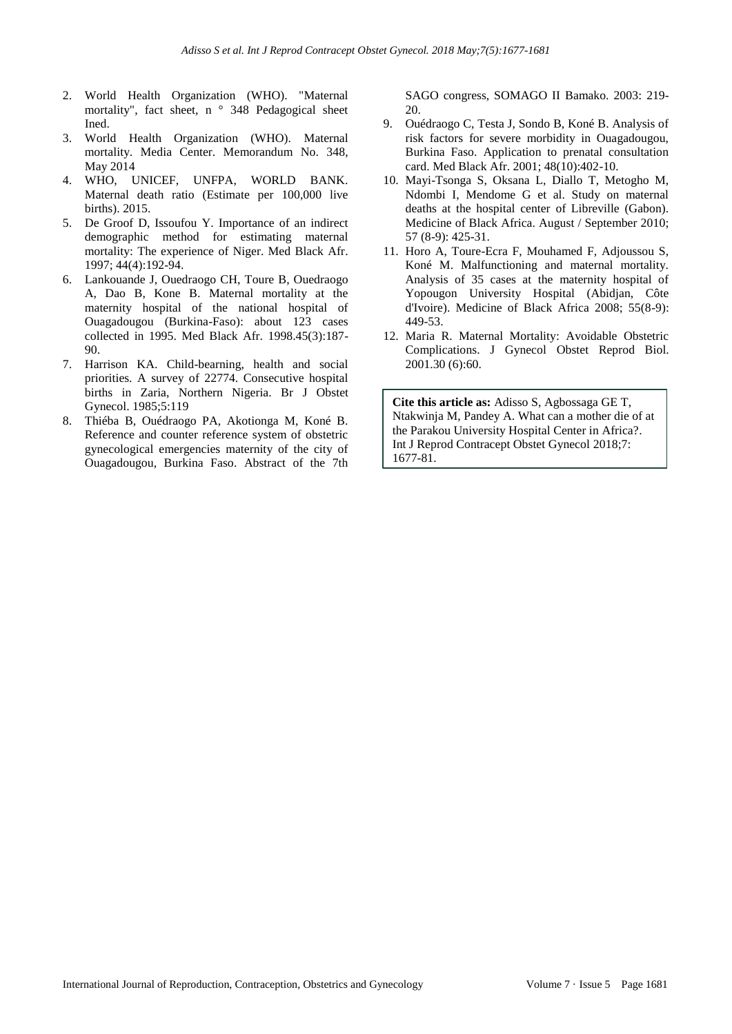2. World Health Organization (WHO). "Maternal mortality", fact sheet, n ° 348 Pedagogical sheet Ined.
3. World Health Organization (WHO). Maternal mortality. Media Center. Memorandum No. 348, May 2014
4. WHO, UNICEF, UNFPA, WORLD BANK. Maternal death ratio (Estimate per 100,000 live births). 2015.
5. De Groof D, Issoufou Y. Importance of an indirect demographic method for estimating maternal mortality: The experience of Niger. Med Black Afr. 1997; 44(4):192-94.
6. Lankouande J, Ouedraogo CH, Toure B, Ouedraogo A, Dao B, Kone B. Maternal mortality at the maternity hospital of the national hospital of Ouagadougou (Burkina-Faso): about 123 cases collected in 1995. Med Black Afr. 1998.45(3):187-90.
7. Harrison KA. Child-bearning, health and social priorities. A survey of 22774. Consecutive hospital births in Zaria, Northern Nigeria. Br J Obstet Gynecol. 1985;5:119
8. Thiéba B, Ouédraogo PA, Akotionga M, Koné B. Reference and counter reference system of obstetric gynecological emergencies maternity of the city of Ouagadougou, Burkina Faso. Abstract of the 7th SAGO congress, SOMAGO II Bamako. 2003: 219-20.
9. Ouédraogo C, Testa J, Sondo B, Koné B. Analysis of risk factors for severe morbidity in Ouagadougou, Burkina Faso. Application to prenatal consultation card. Med Black Afr. 2001; 48(10):402-10.
10. Mayi-Tsonga S, Oksana L, Diallo T, Metogho M, Ndombi I, Mendome G et al. Study on maternal deaths at the hospital center of Libreville (Gabon). Medicine of Black Africa. August / September 2010; 57 (8-9): 425-31.
11. Horo A, Toure-Ecra F, Mouhamed F, Adjoussou S, Koné M. Malfunctioning and maternal mortality. Analysis of 35 cases at the maternity hospital of Yopougon University Hospital (Abidjan, Côte d'Ivoire). Medicine of Black Africa 2008; 55(8-9): 449-53.
12. Maria R. Maternal Mortality: Avoidable Obstetric Complications. J Gynecol Obstet Reprod Biol. 2001.30 (6):60.

**Cite this article as:** Adisso S, Agbossaga GE T, Ntakwinja M, Pandey A. What can a mother die of at the Parakou University Hospital Center in Africa?. Int J Reprod Contracept Obstet Gynecol 2018;7: 1677-81.